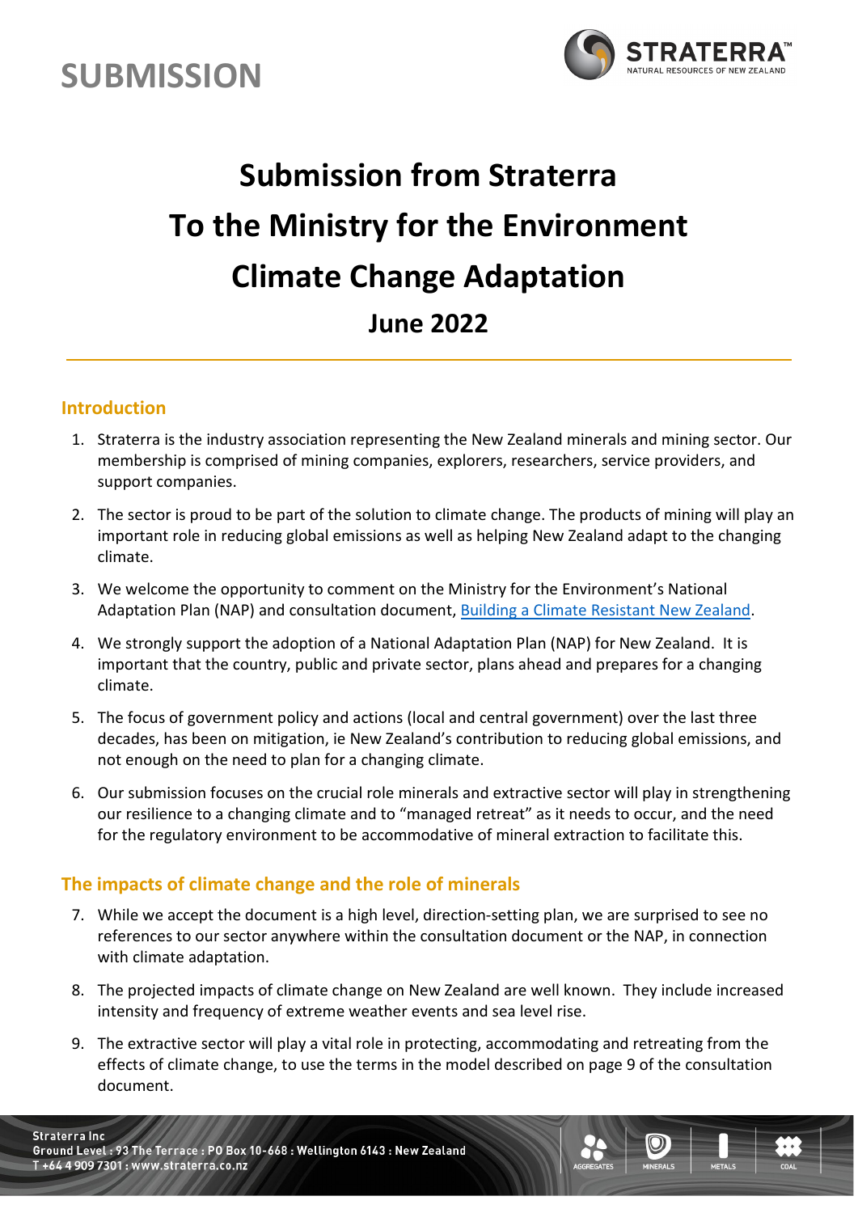SUBMISSION

# Submission from Straterra
# To the Ministry for the Environment
# Climate Change Adaptation
## June 2022

## Introduction

1. Straterra is the industry association representing the New Zealand minerals and mining sector. Our membership is comprised of mining companies, explorers, researchers, service providers, and support companies.
2. The sector is proud to be part of the solution to climate change. The products of mining will play an important role in reducing global emissions as well as helping New Zealand adapt to the changing climate.
3. We welcome the opportunity to comment on the Ministry for the Environment's National Adaptation Plan (NAP) and consultation document, [Building a Climate Resistant New Zealand](Building a Climate Resistant New Zealand).
4. We strongly support the adoption of a National Adaptation Plan (NAP) for New Zealand. It is important that the country, public and private sector, plans ahead and prepares for a changing climate.
5. The focus of government policy and actions (local and central government) over the last three decades, has been on mitigation, ie New Zealand's contribution to reducing global emissions, and not enough on the need to plan for a changing climate.
6. Our submission focuses on the crucial role minerals and extractive sector will play in strengthening our resilience to a changing climate and to "managed retreat" as it needs to occur, and the need for the regulatory environment to be accommodative of mineral extraction to facilitate this.

## The impacts of climate change and the role of minerals

7. While we accept the document is a high level, direction-setting plan, we are surprised to see no references to our sector anywhere within the consultation document or the NAP, in connection with climate adaptation.
8. The projected impacts of climate change on New Zealand are well known. They include increased intensity and frequency of extreme weather events and sea level rise.
9. The extractive sector will play a vital role in protecting, accommodating and retreating from the effects of climate change, to use the terms in the model described on page 9 of the consultation document.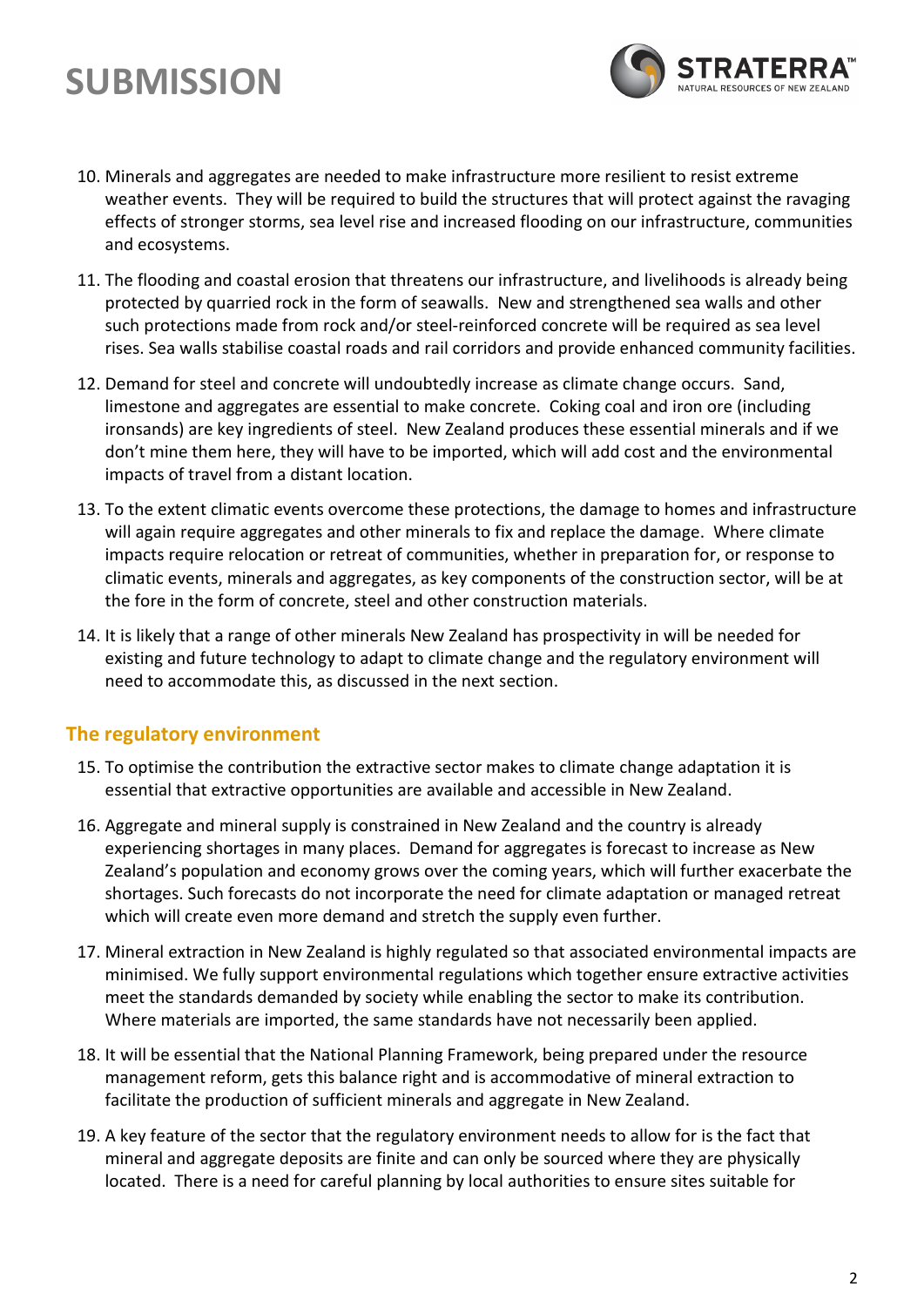10. Minerals and aggregates are needed to make infrastructure more resilient to resist extreme weather events. They will be required to build the structures that will protect against the ravaging effects of stronger storms, sea level rise and increased flooding on our infrastructure, communities and ecosystems.

11. The flooding and coastal erosion that threatens our infrastructure, and livelihoods is already being protected by quarried rock in the form of seawalls. New and strengthened sea walls and other such protections made from rock and/or steel-reinforced concrete will be required as sea level rises. Sea walls stabilise coastal roads and rail corridors and provide enhanced community facilities.

12. Demand for steel and concrete will undoubtedly increase as climate change occurs. Sand, limestone and aggregates are essential to make concrete. Coking coal and iron ore (including ironsands) are key ingredients of steel. New Zealand produces these essential minerals and if we don't mine them here, they will have to be imported, which will add cost and the environmental impacts of travel from a distant location.

13. To the extent climatic events overcome these protections, the damage to homes and infrastructure will again require aggregates and other minerals to fix and replace the damage. Where climate impacts require relocation or retreat of communities, whether in preparation for, or response to climatic events, minerals and aggregates, as key components of the construction sector, will be at the fore in the form of concrete, steel and other construction materials.

14. It is likely that a range of other minerals New Zealand has prospectivity in will be needed for existing and future technology to adapt to climate change and the regulatory environment will need to accommodate this, as discussed in the next section.

## The regulatory environment

15. To optimise the contribution the extractive sector makes to climate change adaptation it is essential that extractive opportunities are available and accessible in New Zealand.

16. Aggregate and mineral supply is constrained in New Zealand and the country is already experiencing shortages in many places. Demand for aggregates is forecast to increase as New Zealand's population and economy grows over the coming years, which will further exacerbate the shortages. Such forecasts do not incorporate the need for climate adaptation or managed retreat which will create even more demand and stretch the supply even further.

17. Mineral extraction in New Zealand is highly regulated so that associated environmental impacts are minimised. We fully support environmental regulations which together ensure extractive activities meet the standards demanded by society while enabling the sector to make its contribution. Where materials are imported, the same standards have not necessarily been applied.

18. It will be essential that the National Planning Framework, being prepared under the resource management reform, gets this balance right and is accommodative of mineral extraction to facilitate the production of sufficient minerals and aggregate in New Zealand.

19. A key feature of the sector that the regulatory environment needs to allow for is the fact that mineral and aggregate deposits are finite and can only be sourced where they are physically located. There is a need for careful planning by local authorities to ensure sites suitable for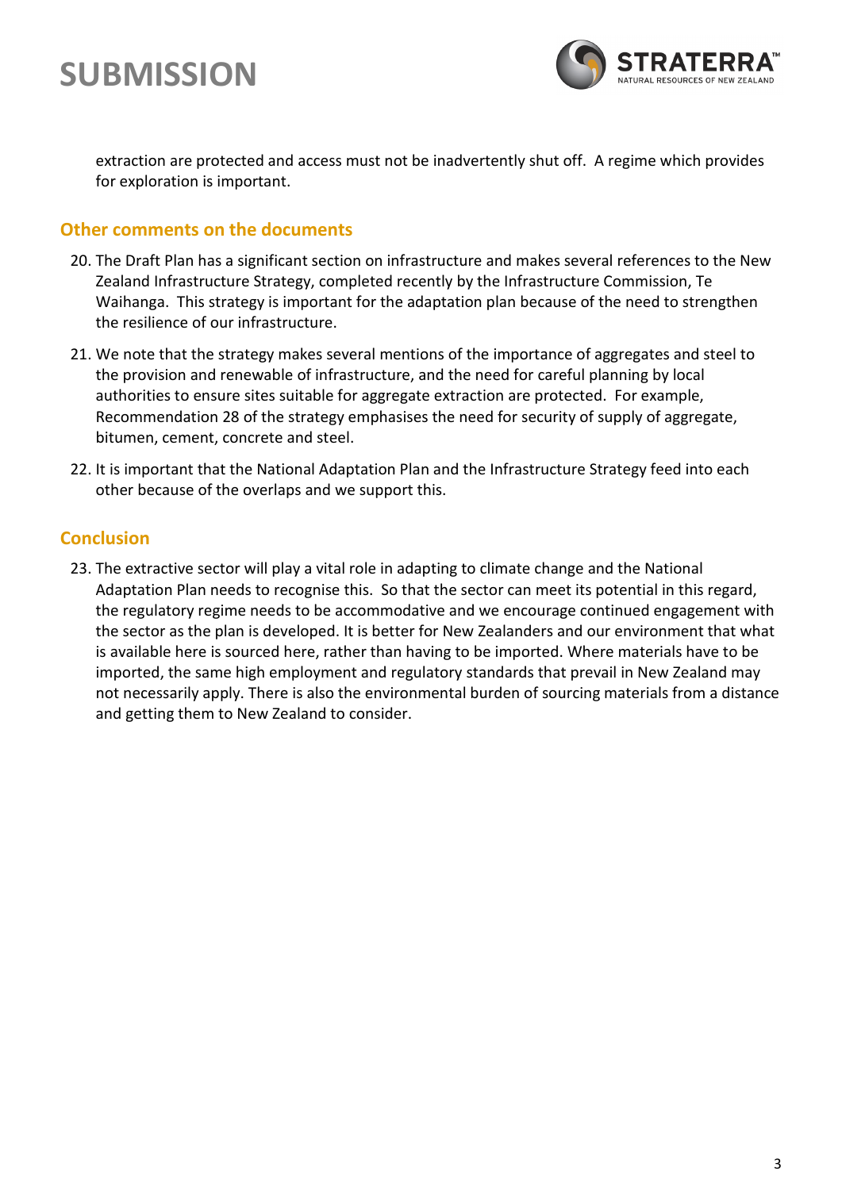extraction are protected and access must not be inadvertently shut off. A regime which provides for exploration is important.

## Other comments on the documents

20. The Draft Plan has a significant section on infrastructure and makes several references to the New Zealand Infrastructure Strategy, completed recently by the Infrastructure Commission, Te Waihanga. This strategy is important for the adaptation plan because of the need to strengthen the resilience of our infrastructure.

21. We note that the strategy makes several mentions of the importance of aggregates and steel to the provision and renewable of infrastructure, and the need for careful planning by local authorities to ensure sites suitable for aggregate extraction are protected. For example, Recommendation 28 of the strategy emphasises the need for security of supply of aggregate, bitumen, cement, concrete and steel.

22. It is important that the National Adaptation Plan and the Infrastructure Strategy feed into each other because of the overlaps and we support this.

## Conclusion

23. The extractive sector will play a vital role in adapting to climate change and the National Adaptation Plan needs to recognise this. So that the sector can meet its potential in this regard, the regulatory regime needs to be accommodative and we encourage continued engagement with the sector as the plan is developed. It is better for New Zealanders and our environment that what is available here is sourced here, rather than having to be imported. Where materials have to be imported, the same high employment and regulatory standards that prevail in New Zealand may not necessarily apply. There is also the environmental burden of sourcing materials from a distance and getting them to New Zealand to consider.